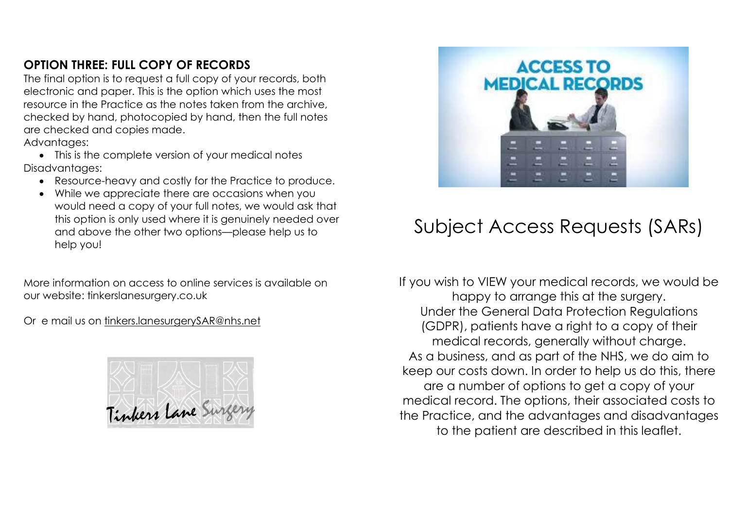## OPTION THREE: FULL COPY OF RECORDS

The final option is to request a full copy of your records, both electronic and paper. This is the option which uses the most resource in the Practice as the notes taken from the archive, checked by hand, photocopied by hand, then the full notes are checked and copies made.

Advantages:

- This is the complete version of your medical notes

Disadvantages:

- Resource-heavy and costly for the Practice to produce.
- While we appreciate there are occasions when you would need a copy of your full notes, we would ask that this option is only used where it is genuinely needed over and above the other two options—please help us to help you!

More information on access to online services is available on our website: tinkerslanesurgery.co.uk

Or e mail us on tinkers.lanesurgerySAR@nhs.net

Tinkers Lane Surgery

ACCESS TO MEDICAL RECORDS

# Subject Access Requests (SARs)

If you wish to VIEW your medical records, we would be happy to arrange this at the surgery.
Under the General Data Protection Regulations (GDPR), patients have a right to a copy of their medical records, generally without charge.
As a business, and as part of the NHS, we do aim to keep our costs down. In order to help us do this, there are a number of options to get a copy of your medical record. The options, their associated costs to the Practice, and the advantages and disadvantages to the patient are described in this leaflet.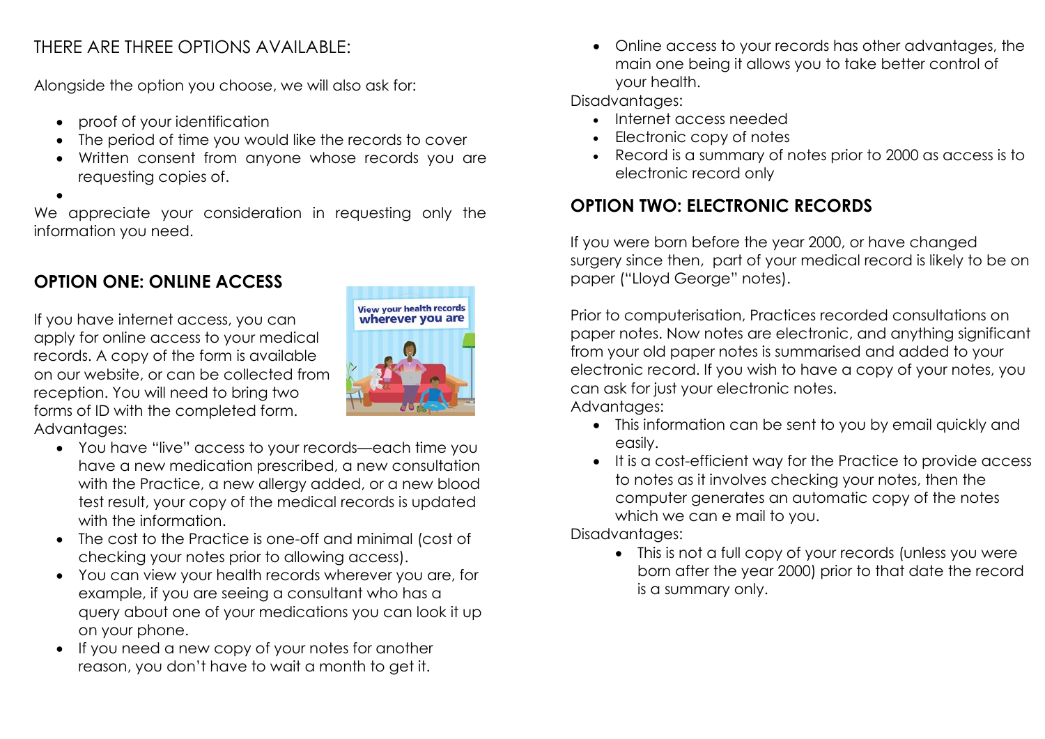THERE ARE THREE OPTIONS AVAILABLE:

Alongside the option you choose, we will also ask for:

- proof of your identification
- The period of time you would like the records to cover
- Written consent from anyone whose records you are requesting copies of.

We appreciate your consideration in requesting only the information you need.

## OPTION ONE: ONLINE ACCESS

If you have internet access, you can apply for online access to your medical records. A copy of the form is available on our website, or can be collected from reception. You will need to bring two forms of ID with the completed form.

Advantages:

- You have "live" access to your records—each time you have a new medication prescribed, a new consultation with the Practice, a new allergy added, or a new blood test result, your copy of the medical records is updated with the information.
- The cost to the Practice is one-off and minimal (cost of checking your notes prior to allowing access).
- You can view your health records wherever you are, for example, if you are seeing a consultant who has a query about one of your medications you can look it up on your phone.
- If you need a new copy of your notes for another reason, you don't have to wait a month to get it.
- Online access to your records has other advantages, the main one being it allows you to take better control of your health.

Disadvantages:

- Internet access needed
- Electronic copy of notes
- Record is a summary of notes prior to 2000 as access is to electronic record only

## OPTION TWO: ELECTRONIC RECORDS

If you were born before the year 2000, or have changed surgery since then, part of your medical record is likely to be on paper ("Lloyd George" notes).

Prior to computerisation, Practices recorded consultations on paper notes. Now notes are electronic, and anything significant from your old paper notes is summarised and added to your electronic record. If you wish to have a copy of your notes, you can ask for just your electronic notes.

Advantages:

- This information can be sent to you by email quickly and easily.
- It is a cost-efficient way for the Practice to provide access to notes as it involves checking your notes, then the computer generates an automatic copy of the notes which we can e mail to you.

Disadvantages:

- This is not a full copy of your records (unless you were born after the year 2000) prior to that date the record is a summary only.